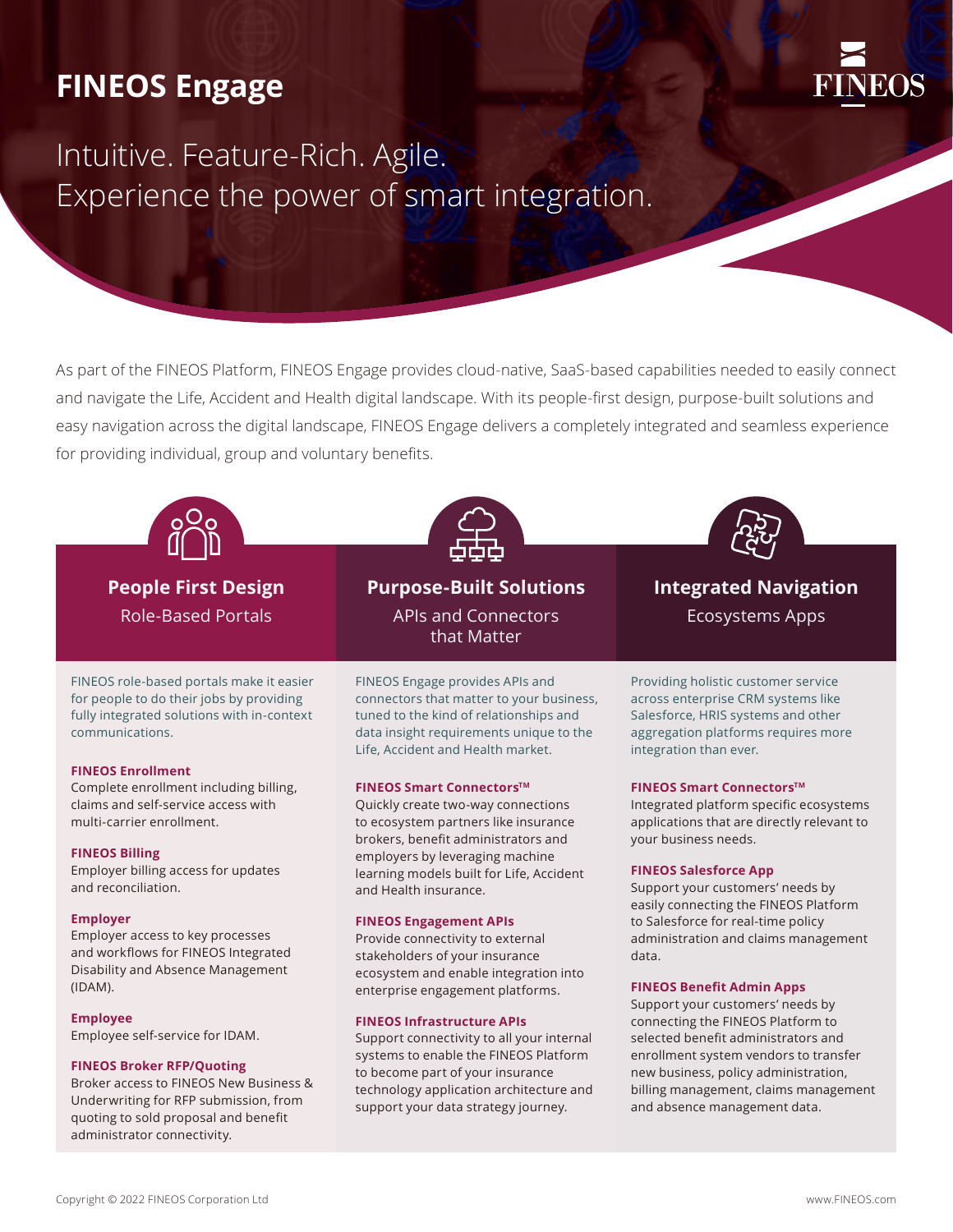# FINEOS Engage

Intuitive. Feature-Rich. Agile.
Experience the power of smart integration.

As part of the FINEOS Platform, FINEOS Engage provides cloud-native, SaaS-based capabilities needed to easily connect and navigate the Life, Accident and Health digital landscape. With its people-first design, purpose-built solutions and easy navigation across the digital landscape, FINEOS Engage delivers a completely integrated and seamless experience for providing individual, group and voluntary benefits.

## People First Design

Role-Based Portals

FINEOS role-based portals make it easier for people to do their jobs by providing fully integrated solutions with in-context communications.

**FINEOS Enrollment**
Complete enrollment including billing, claims and self-service access with multi-carrier enrollment.

**FINEOS Billing**
Employer billing access for updates and reconciliation.

**Employer**
Employer access to key processes and workflows for FINEOS Integrated Disability and Absence Management (IDAM).

**Employee**
Employee self-service for IDAM.

**FINEOS Broker RFP/Quoting**
Broker access to FINEOS New Business & Underwriting for RFP submission, from quoting to sold proposal and benefit administrator connectivity.

## Purpose-Built Solutions

APIs and Connectors that Matter

FINEOS Engage provides APIs and connectors that matter to your business, tuned to the kind of relationships and data insight requirements unique to the Life, Accident and Health market.

**FINEOS Smart Connectors™**
Quickly create two-way connections to ecosystem partners like insurance brokers, benefit administrators and employers by leveraging machine learning models built for Life, Accident and Health insurance.

**FINEOS Engagement APIs**
Provide connectivity to external stakeholders of your insurance ecosystem and enable integration into enterprise engagement platforms.

**FINEOS Infrastructure APIs**
Support connectivity to all your internal systems to enable the FINEOS Platform to become part of your insurance technology application architecture and support your data strategy journey.

## Integrated Navigation

Ecosystems Apps

Providing holistic customer service across enterprise CRM systems like Salesforce, HRIS systems and other aggregation platforms requires more integration than ever.

**FINEOS Smart Connectors™**
Integrated platform specific ecosystems applications that are directly relevant to your business needs.

**FINEOS Salesforce App**
Support your customers' needs by easily connecting the FINEOS Platform to Salesforce for real-time policy administration and claims management data.

**FINEOS Benefit Admin Apps**
Support your customers' needs by connecting the FINEOS Platform to selected benefit administrators and enrollment system vendors to transfer new business, policy administration, billing management, claims management and absence management data.

Copyright © 2022 FINEOS Corporation Ltd

www.FINEOS.com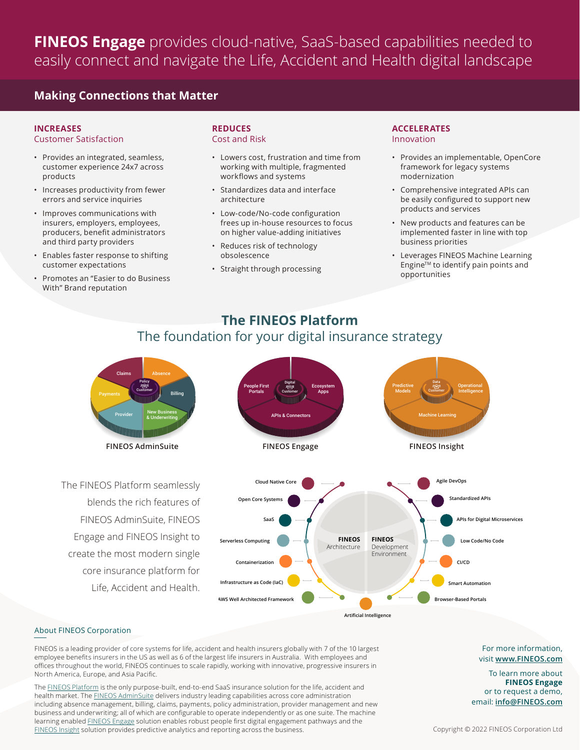# **FINEOS Engage** provides cloud-native, SaaS-based capabilities needed to easily connect and navigate the Life, Accident and Health digital landscape

## Making Connections that Matter

### INCREASES
Customer Satisfaction

- Provides an integrated, seamless, customer experience 24x7 across products
- Increases productivity from fewer errors and service inquiries
- Improves communications with insurers, employers, employees, producers, benefit administrators and third party providers
- Enables faster response to shifting customer expectations
- Promotes an "Easier to do Business With" Brand reputation

### REDUCES
Cost and Risk

- Lowers cost, frustration and time from working with multiple, fragmented workflows and systems
- Standardizes data and interface architecture
- Low-code/No-code configuration frees up in-house resources to focus on higher value-adding initiatives
- Reduces risk of technology obsolescence
- Straight through processing

### ACCELERATES
Innovation

- Provides an implementable, OpenCore framework for legacy systems modernization
- Comprehensive integrated APIs can be easily configured to support new products and services
- New products and features can be implemented faster in line with top business priorities
- Leverages FINEOS Machine Learning Engine™ to identify pain points and opportunities

## The FINEOS Platform
The foundation for your digital insurance strategy

Claims
Absence
Policy
Customer
Payments
Billing
Provider
New Business & Underwriting
FINEOS AdminSuite

People First Portals
Digital
Customer
Ecosystem Apps
APIs & Connectors
FINEOS Engage

Predictive Models
Data
Customer
Operational Intelligence
Machine Learning
FINEOS Insight

The FINEOS Platform seamlessly blends the rich features of FINEOS AdminSuite, FINEOS Engage and FINEOS Insight to create the most modern single core insurance platform for Life, Accident and Health.

FINEOS Architecture
Cloud Native Core
Open Core Systems
SaaS
Serverless Computing
Containerization
Infrastructure as Code (IaC)
AWS Well Architected Framework

FINEOS Development Environment
Agile DevOps
Standardized APIs
APIs for Digital Microservices
Low Code/No Code
CI/CD
Smart Automation
Browser-Based Portals

Artificial Intelligence

### About FINEOS Corporation

FINEOS is a leading provider of core systems for life, accident and health insurers globally with 7 of the 10 largest employee benefits insurers in the US as well as 6 of the largest life insurers in Australia. With employees and offices throughout the world, FINEOS continues to scale rapidly, working with innovative, progressive insurers in North America, Europe, and Asia Pacific.

The FINEOS Platform is the only purpose-built, end-to-end SaaS insurance solution for the life, accident and health market. The FINEOS AdminSuite delivers industry leading capabilities across core administration including absence management, billing, claims, payments, policy administration, provider management and new business and underwriting; all of which are configurable to operate independently or as one suite. The machine learning enabled FINEOS Engage solution enables robust people first digital engagement pathways and the FINEOS Insight solution provides predictive analytics and reporting across the business.

For more information, visit **www.FINEOS.com**

To learn more about **FINEOS Engage** or to request a demo, email: **info@FINEOS.com**

Copyright © 2022 FINEOS Corporation Ltd